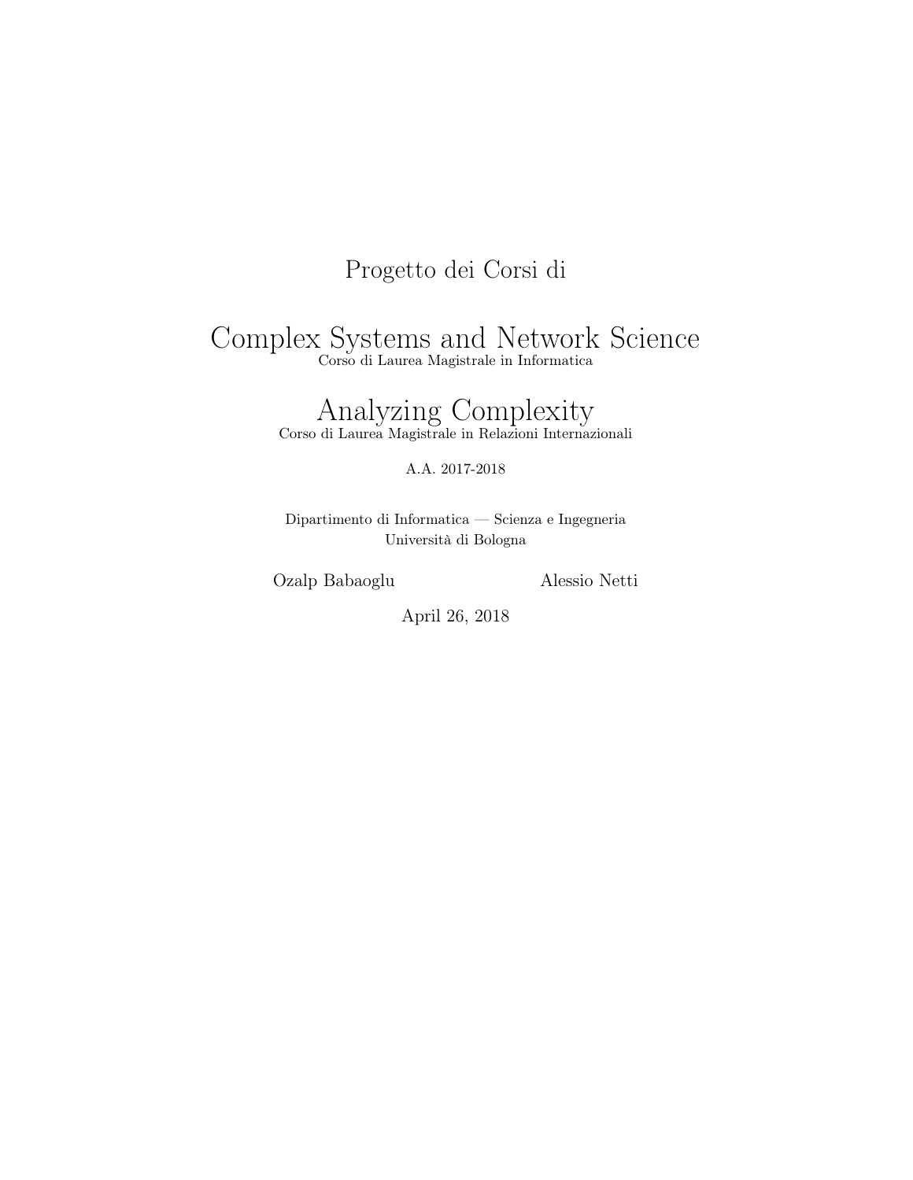Progetto dei Corsi di

# Complex Systems and Network Science

Corso di Laurea Magistrale in Informatica

# Analyzing Complexity

Corso di Laurea Magistrale in Relazioni Internazionali

A.A. 2017-2018

Dipartimento di Informatica — Scienza e Ingegneria
Università di Bologna

Ozalp Babaoglu  Alessio Netti

April 26, 2018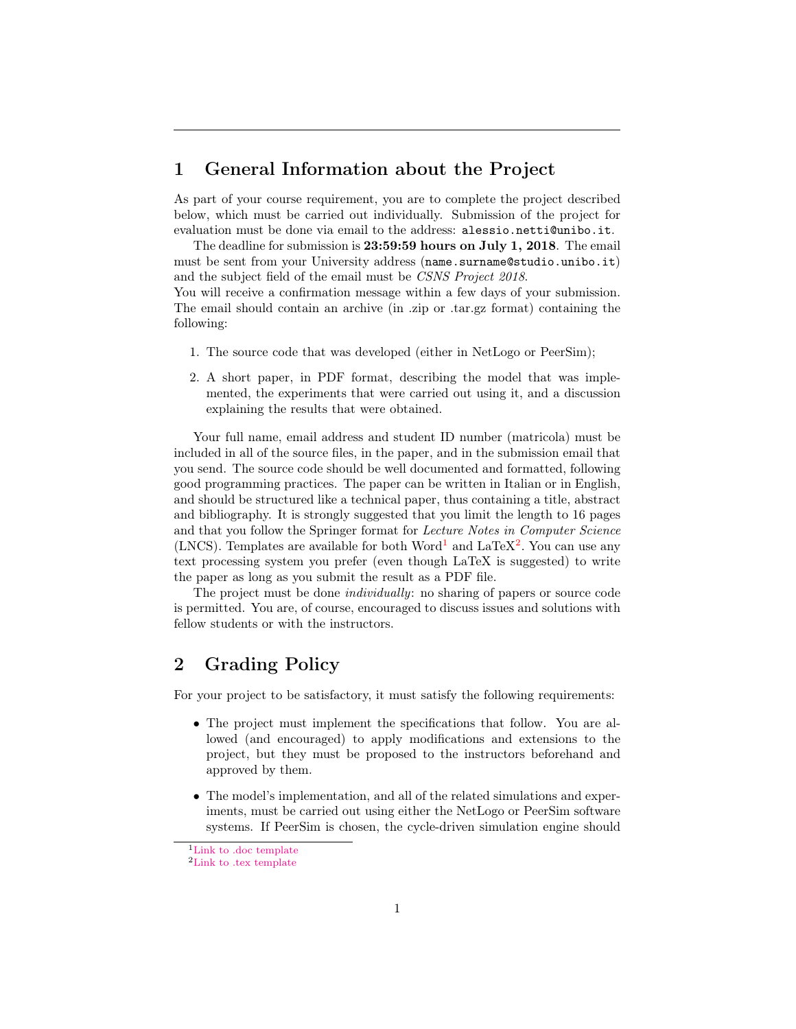## 1 General Information about the Project

As part of your course requirement, you are to complete the project described below, which must be carried out individually. Submission of the project for evaluation must be done via email to the address: `alessio.netti@unibo.it`.

The deadline for submission is **23:59:59 hours on July 1, 2018**. The email must be sent from your University address (`name.surname@studio.unibo.it`) and the subject field of the email must be *CSNS Project 2018*.

You will receive a confirmation message within a few days of your submission. The email should contain an archive (in .zip or .tar.gz format) containing the following:

1. The source code that was developed (either in NetLogo or PeerSim);
2. A short paper, in PDF format, describing the model that was implemented, the experiments that were carried out using it, and a discussion explaining the results that were obtained.

Your full name, email address and student ID number (matricola) must be included in all of the source files, in the paper, and in the submission email that you send. The source code should be well documented and formatted, following good programming practices. The paper can be written in Italian or in English, and should be structured like a technical paper, thus containing a title, abstract and bibliography. It is strongly suggested that you limit the length to 16 pages and that you follow the Springer format for *Lecture Notes in Computer Science* (LNCS). Templates are available for both Word[1] and LaTeX[2]. You can use any text processing system you prefer (even though LaTeX is suggested) to write the paper as long as you submit the result as a PDF file.

The project must be done *individually*: no sharing of papers or source code is permitted. You are, of course, encouraged to discuss issues and solutions with fellow students or with the instructors.

## 2 Grading Policy

For your project to be satisfactory, it must satisfy the following requirements:

- The project must implement the specifications that follow. You are allowed (and encouraged) to apply modifications and extensions to the project, but they must be proposed to the instructors beforehand and approved by them.
- The model's implementation, and all of the related simulations and experiments, must be carried out using either the NetLogo or PeerSim software systems. If PeerSim is chosen, the cycle-driven simulation engine should

[1] Link to .doc template

[2] Link to .tex template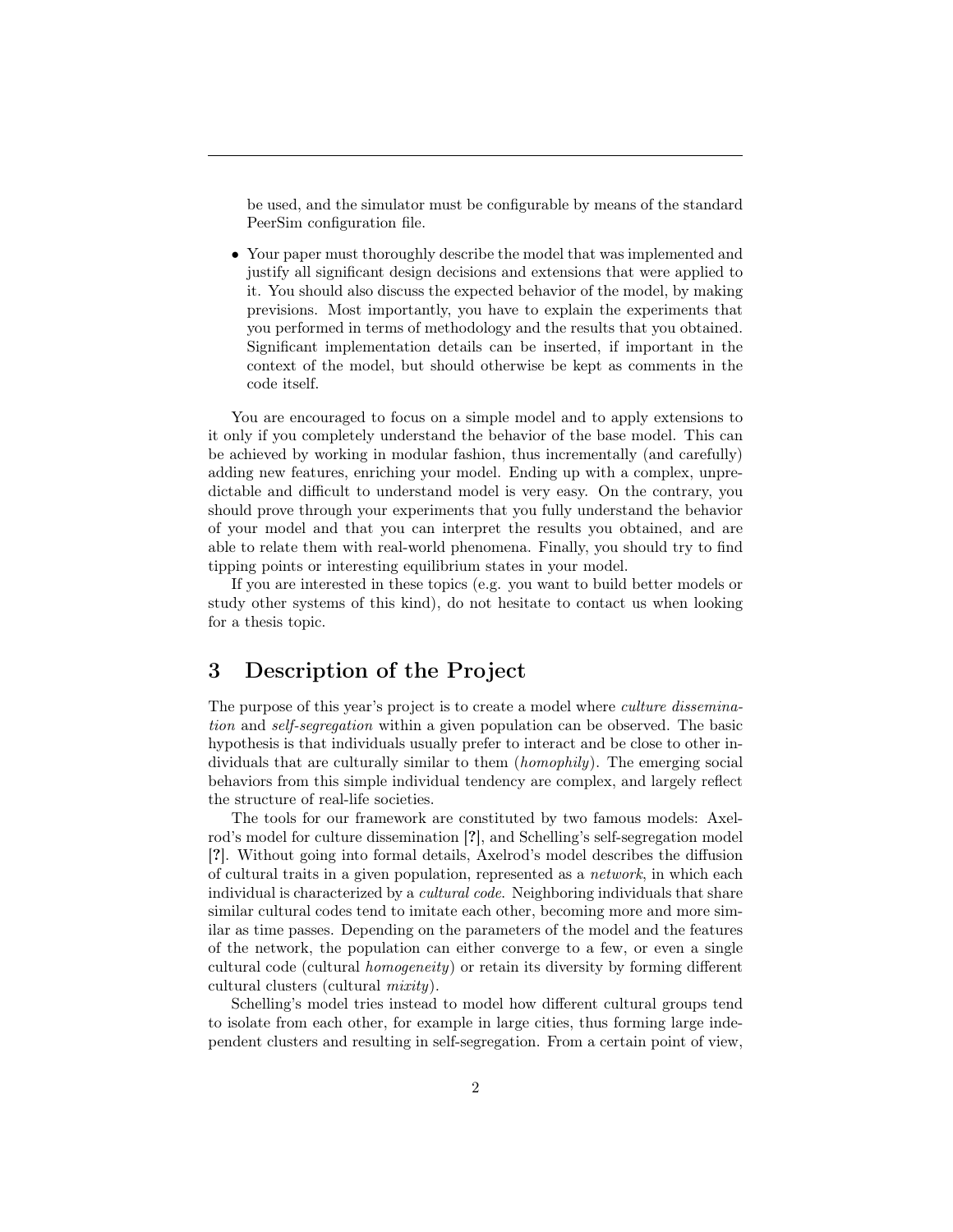be used, and the simulator must be configurable by means of the standard PeerSim configuration file.

- Your paper must thoroughly describe the model that was implemented and justify all significant design decisions and extensions that were applied to it. You should also discuss the expected behavior of the model, by making previsions. Most importantly, you have to explain the experiments that you performed in terms of methodology and the results that you obtained. Significant implementation details can be inserted, if important in the context of the model, but should otherwise be kept as comments in the code itself.

You are encouraged to focus on a simple model and to apply extensions to it only if you completely understand the behavior of the base model. This can be achieved by working in modular fashion, thus incrementally (and carefully) adding new features, enriching your model. Ending up with a complex, unpredictable and difficult to understand model is very easy. On the contrary, you should prove through your experiments that you fully understand the behavior of your model and that you can interpret the results you obtained, and are able to relate them with real-world phenomena. Finally, you should try to find tipping points or interesting equilibrium states in your model.

If you are interested in these topics (e.g. you want to build better models or study other systems of this kind), do not hesitate to contact us when looking for a thesis topic.

## 3 Description of the Project

The purpose of this year's project is to create a model where *culture dissemination* and *self-segregation* within a given population can be observed. The basic hypothesis is that individuals usually prefer to interact and be close to other individuals that are culturally similar to them (*homophily*). The emerging social behaviors from this simple individual tendency are complex, and largely reflect the structure of real-life societies.

The tools for our framework are constituted by two famous models: Axelrod's model for culture dissemination [**?**], and Schelling's self-segregation model [**?**]. Without going into formal details, Axelrod's model describes the diffusion of cultural traits in a given population, represented as a *network*, in which each individual is characterized by a *cultural code*. Neighboring individuals that share similar cultural codes tend to imitate each other, becoming more and more similar as time passes. Depending on the parameters of the model and the features of the network, the population can either converge to a few, or even a single cultural code (cultural *homogeneity*) or retain its diversity by forming different cultural clusters (cultural *mixity*).

Schelling's model tries instead to model how different cultural groups tend to isolate from each other, for example in large cities, thus forming large independent clusters and resulting in self-segregation. From a certain point of view,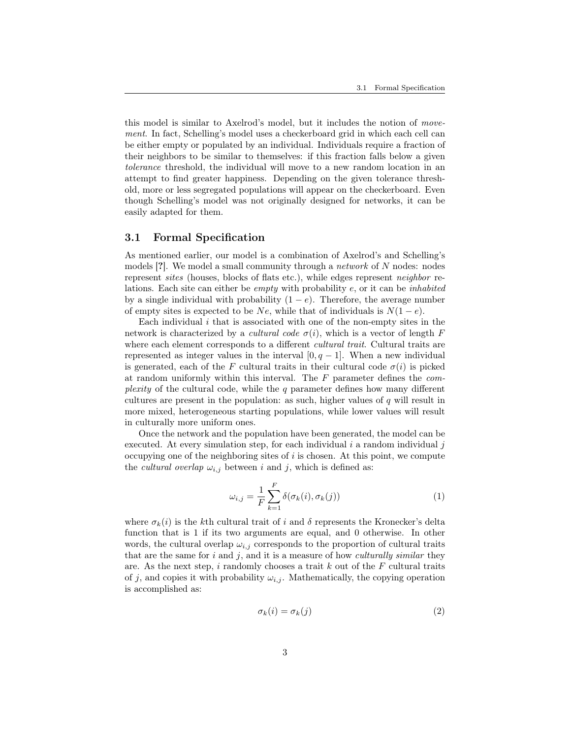this model is similar to Axelrod's model, but it includes the notion of *movement*. In fact, Schelling's model uses a checkerboard grid in which each cell can be either empty or populated by an individual. Individuals require a fraction of their neighbors to be similar to themselves: if this fraction falls below a given *tolerance* threshold, the individual will move to a new random location in an attempt to find greater happiness. Depending on the given tolerance threshold, more or less segregated populations will appear on the checkerboard. Even though Schelling's model was not originally designed for networks, it can be easily adapted for them.

## 3.1 Formal Specification

As mentioned earlier, our model is a combination of Axelrod's and Schelling's models [**?**]. We model a small community through a *network* of $N$ nodes: nodes represent *sites* (houses, blocks of flats etc.), while edges represent *neighbor* relations. Each site can either be *empty* with probability $e$, or it can be *inhabited* by a single individual with probability $(1-e)$. Therefore, the average number of empty sites is expected to be $Ne$, while that of individuals is $N(1-e)$.

Each individual $i$ that is associated with one of the non-empty sites in the network is characterized by a *cultural code* $\sigma(i)$, which is a vector of length $F$ where each element corresponds to a different *cultural trait*. Cultural traits are represented as integer values in the interval $[0, q-1]$. When a new individual is generated, each of the $F$ cultural traits in their cultural code $\sigma(i)$ is picked at random uniformly within this interval. The $F$ parameter defines the *complexity* of the cultural code, while the $q$ parameter defines how many different cultures are present in the population: as such, higher values of $q$ will result in more mixed, heterogeneous starting populations, while lower values will result in culturally more uniform ones.

Once the network and the population have been generated, the model can be executed. At every simulation step, for each individual $i$ a random individual $j$ occupying one of the neighboring sites of $i$ is chosen. At this point, we compute the *cultural overlap* $\omega_{i,j}$ between $i$ and $j$, which is defined as:

$$\omega_{i,j} = \frac{1}{F} \sum_{k=1}^{F} \delta(\sigma_k(i), \sigma_k(j)) \tag{1}$$

where $\sigma_k(i)$ is the $k$th cultural trait of $i$ and $\delta$ represents the Kronecker's delta function that is 1 if its two arguments are equal, and 0 otherwise. In other words, the cultural overlap $\omega_{i,j}$ corresponds to the proportion of cultural traits that are the same for $i$ and $j$, and it is a measure of how *culturally similar* they are. As the next step, $i$ randomly chooses a trait $k$ out of the $F$ cultural traits of $j$, and copies it with probability $\omega_{i,j}$. Mathematically, the copying operation is accomplished as:

$$\sigma_k(i) = \sigma_k(j) \tag{2}$$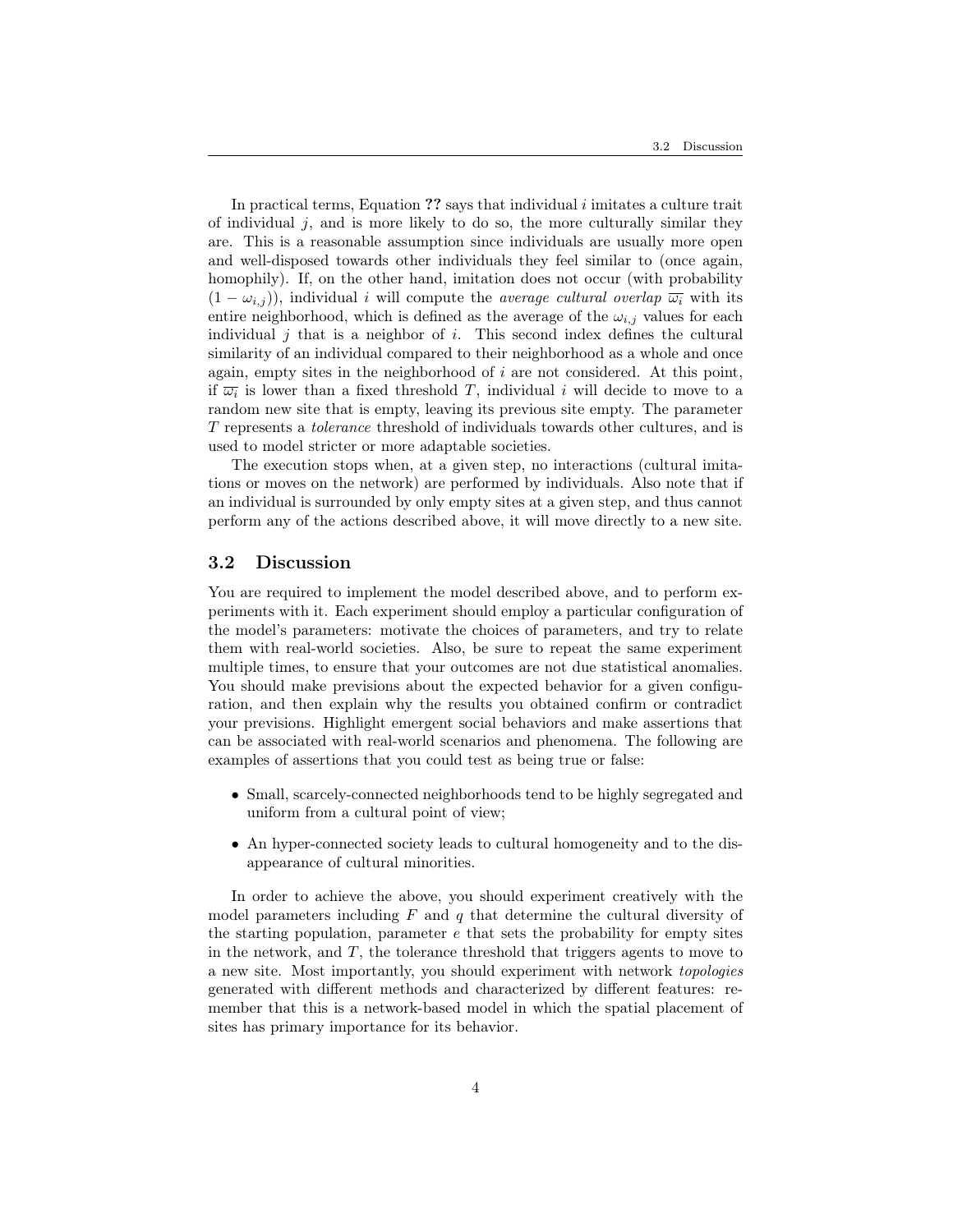In practical terms, Equation **??** says that individual $i$ imitates a culture trait of individual $j$, and is more likely to do so, the more culturally similar they are. This is a reasonable assumption since individuals are usually more open and well-disposed towards other individuals they feel similar to (once again, homophily). If, on the other hand, imitation does not occur (with probability $(1 - \omega_{i,j})$), individual $i$ will compute the *average cultural overlap* $\overline{\omega_i}$ with its entire neighborhood, which is defined as the average of the $\omega_{i,j}$ values for each individual $j$ that is a neighbor of $i$. This second index defines the cultural similarity of an individual compared to their neighborhood as a whole and once again, empty sites in the neighborhood of $i$ are not considered. At this point, if $\overline{\omega_i}$ is lower than a fixed threshold $T$, individual $i$ will decide to move to a random new site that is empty, leaving its previous site empty. The parameter $T$ represents a *tolerance* threshold of individuals towards other cultures, and is used to model stricter or more adaptable societies.

The execution stops when, at a given step, no interactions (cultural imitations or moves on the network) are performed by individuals. Also note that if an individual is surrounded by only empty sites at a given step, and thus cannot perform any of the actions described above, it will move directly to a new site.

## 3.2 Discussion

You are required to implement the model described above, and to perform experiments with it. Each experiment should employ a particular configuration of the model's parameters: motivate the choices of parameters, and try to relate them with real-world societies. Also, be sure to repeat the same experiment multiple times, to ensure that your outcomes are not due statistical anomalies. You should make previsions about the expected behavior for a given configuration, and then explain why the results you obtained confirm or contradict your previsions. Highlight emergent social behaviors and make assertions that can be associated with real-world scenarios and phenomena. The following are examples of assertions that you could test as being true or false:

- Small, scarcely-connected neighborhoods tend to be highly segregated and uniform from a cultural point of view;
- An hyper-connected society leads to cultural homogeneity and to the disappearance of cultural minorities.

In order to achieve the above, you should experiment creatively with the model parameters including $F$ and $q$ that determine the cultural diversity of the starting population, parameter $e$ that sets the probability for empty sites in the network, and $T$, the tolerance threshold that triggers agents to move to a new site. Most importantly, you should experiment with network *topologies* generated with different methods and characterized by different features: remember that this is a network-based model in which the spatial placement of sites has primary importance for its behavior.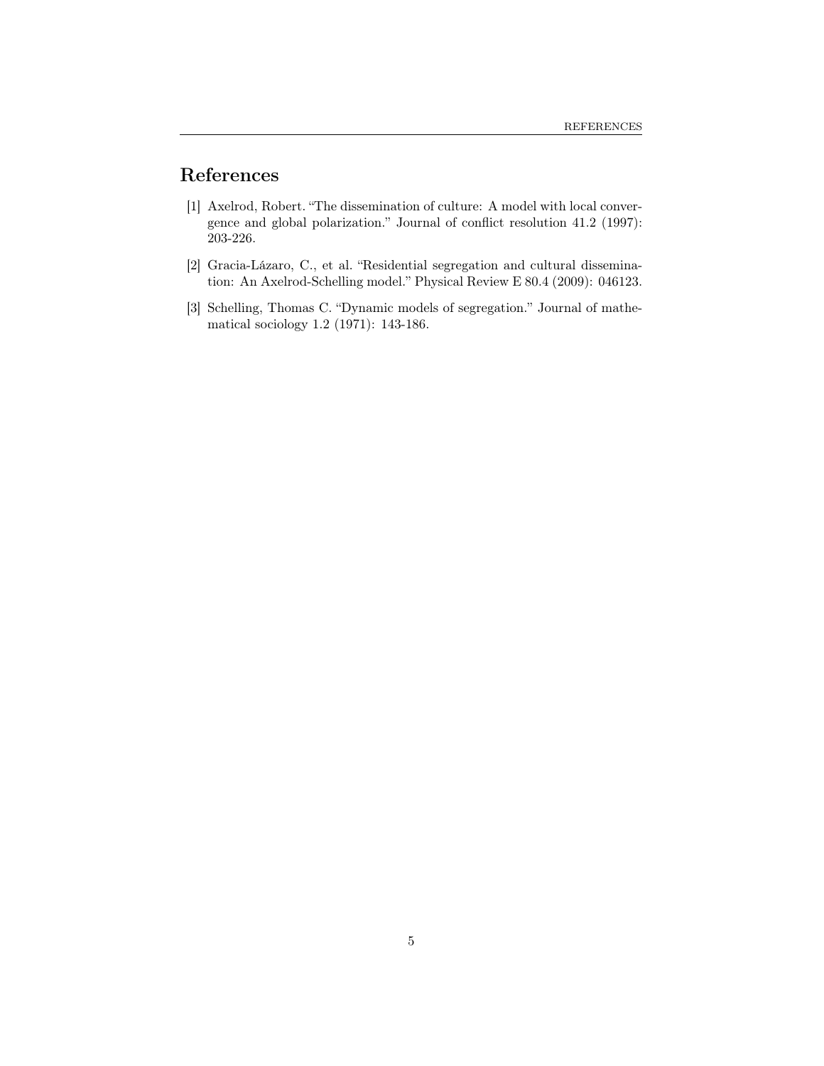## References

[1] Axelrod, Robert. "The dissemination of culture: A model with local convergence and global polarization." Journal of conflict resolution 41.2 (1997): 203-226.

[2] Gracia-Lázaro, C., et al. "Residential segregation and cultural dissemination: An Axelrod-Schelling model." Physical Review E 80.4 (2009): 046123.

[3] Schelling, Thomas C. "Dynamic models of segregation." Journal of mathematical sociology 1.2 (1971): 143-186.